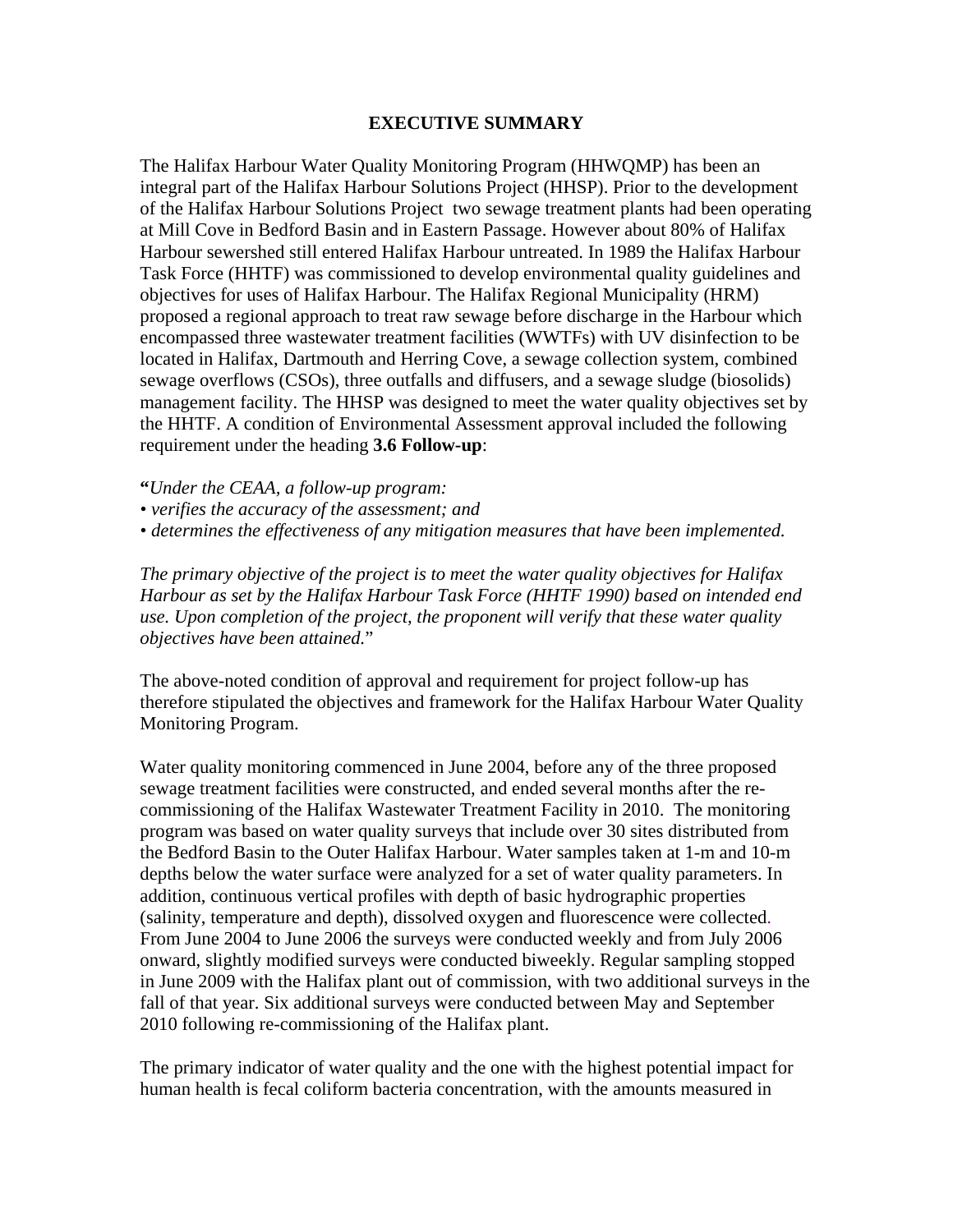# EXECUTIVE SUMMARY

The Halifax Harbour Water Quality Monitoring Program (HHWQMP) has been an integral part of the Halifax Harbour Solutions Project (HHSP). Prior to the development of the Halifax Harbour Solutions Project two sewage treatment plants had been operating at Mill Cove in Bedford Basin and in Eastern Passage. However about 80% of Halifax Harbour sewershed still entered Halifax Harbour untreated. In 1989 the Halifax Harbour Task Force (HHTF) was commissioned to develop environmental quality guidelines and objectives for uses of Halifax Harbour. The Halifax Regional Municipality (HRM) proposed a regional approach to treat raw sewage before discharge in the Harbour which encompassed three wastewater treatment facilities (WWTFs) with UV disinfection to be located in Halifax, Dartmouth and Herring Cove, a sewage collection system, combined sewage overflows (CSOs), three outfalls and diffusers, and a sewage sludge (biosolids) management facility. The HHSP was designed to meet the water quality objectives set by the HHTF. A condition of Environmental Assessment approval included the following requirement under the heading **3.6 Follow-up**:

**"***Under the CEAA, a follow-up program:*
*• verifies the accuracy of the assessment; and*
*• determines the effectiveness of any mitigation measures that have been implemented.*

*The primary objective of the project is to meet the water quality objectives for Halifax Harbour as set by the Halifax Harbour Task Force (HHTF 1990) based on intended end use. Upon completion of the project, the proponent will verify that these water quality objectives have been attained.*"

The above-noted condition of approval and requirement for project follow-up has therefore stipulated the objectives and framework for the Halifax Harbour Water Quality Monitoring Program.

Water quality monitoring commenced in June 2004, before any of the three proposed sewage treatment facilities were constructed, and ended several months after the re-commissioning of the Halifax Wastewater Treatment Facility in 2010. The monitoring program was based on water quality surveys that include over 30 sites distributed from the Bedford Basin to the Outer Halifax Harbour. Water samples taken at 1-m and 10-m depths below the water surface were analyzed for a set of water quality parameters. In addition, continuous vertical profiles with depth of basic hydrographic properties (salinity, temperature and depth), dissolved oxygen and fluorescence were collected. From June 2004 to June 2006 the surveys were conducted weekly and from July 2006 onward, slightly modified surveys were conducted biweekly. Regular sampling stopped in June 2009 with the Halifax plant out of commission, with two additional surveys in the fall of that year. Six additional surveys were conducted between May and September 2010 following re-commissioning of the Halifax plant.

The primary indicator of water quality and the one with the highest potential impact for human health is fecal coliform bacteria concentration, with the amounts measured in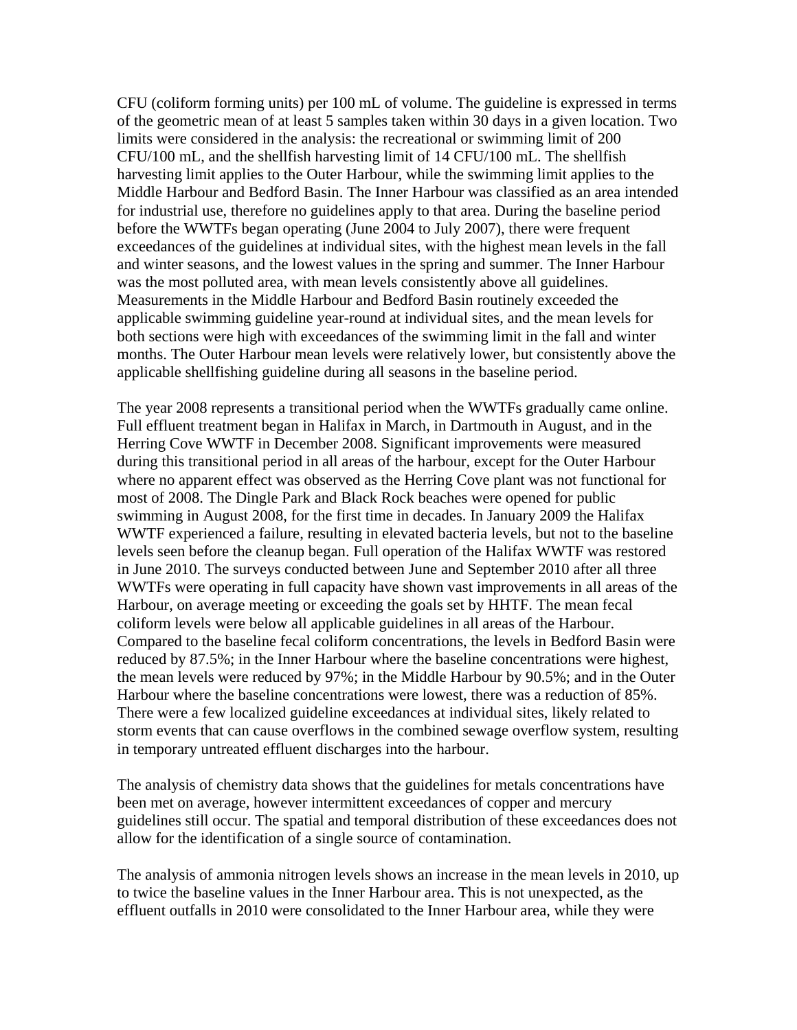CFU (coliform forming units) per 100 mL of volume. The guideline is expressed in terms of the geometric mean of at least 5 samples taken within 30 days in a given location. Two limits were considered in the analysis: the recreational or swimming limit of 200 CFU/100 mL, and the shellfish harvesting limit of 14 CFU/100 mL. The shellfish harvesting limit applies to the Outer Harbour, while the swimming limit applies to the Middle Harbour and Bedford Basin. The Inner Harbour was classified as an area intended for industrial use, therefore no guidelines apply to that area. During the baseline period before the WWTFs began operating (June 2004 to July 2007), there were frequent exceedances of the guidelines at individual sites, with the highest mean levels in the fall and winter seasons, and the lowest values in the spring and summer. The Inner Harbour was the most polluted area, with mean levels consistently above all guidelines. Measurements in the Middle Harbour and Bedford Basin routinely exceeded the applicable swimming guideline year-round at individual sites, and the mean levels for both sections were high with exceedances of the swimming limit in the fall and winter months. The Outer Harbour mean levels were relatively lower, but consistently above the applicable shellfishing guideline during all seasons in the baseline period.

The year 2008 represents a transitional period when the WWTFs gradually came online. Full effluent treatment began in Halifax in March, in Dartmouth in August, and in the Herring Cove WWTF in December 2008. Significant improvements were measured during this transitional period in all areas of the harbour, except for the Outer Harbour where no apparent effect was observed as the Herring Cove plant was not functional for most of 2008. The Dingle Park and Black Rock beaches were opened for public swimming in August 2008, for the first time in decades. In January 2009 the Halifax WWTF experienced a failure, resulting in elevated bacteria levels, but not to the baseline levels seen before the cleanup began. Full operation of the Halifax WWTF was restored in June 2010. The surveys conducted between June and September 2010 after all three WWTFs were operating in full capacity have shown vast improvements in all areas of the Harbour, on average meeting or exceeding the goals set by HHTF. The mean fecal coliform levels were below all applicable guidelines in all areas of the Harbour. Compared to the baseline fecal coliform concentrations, the levels in Bedford Basin were reduced by 87.5%; in the Inner Harbour where the baseline concentrations were highest, the mean levels were reduced by 97%; in the Middle Harbour by 90.5%; and in the Outer Harbour where the baseline concentrations were lowest, there was a reduction of 85%. There were a few localized guideline exceedances at individual sites, likely related to storm events that can cause overflows in the combined sewage overflow system, resulting in temporary untreated effluent discharges into the harbour.

The analysis of chemistry data shows that the guidelines for metals concentrations have been met on average, however intermittent exceedances of copper and mercury guidelines still occur. The spatial and temporal distribution of these exceedances does not allow for the identification of a single source of contamination.

The analysis of ammonia nitrogen levels shows an increase in the mean levels in 2010, up to twice the baseline values in the Inner Harbour area. This is not unexpected, as the effluent outfalls in 2010 were consolidated to the Inner Harbour area, while they were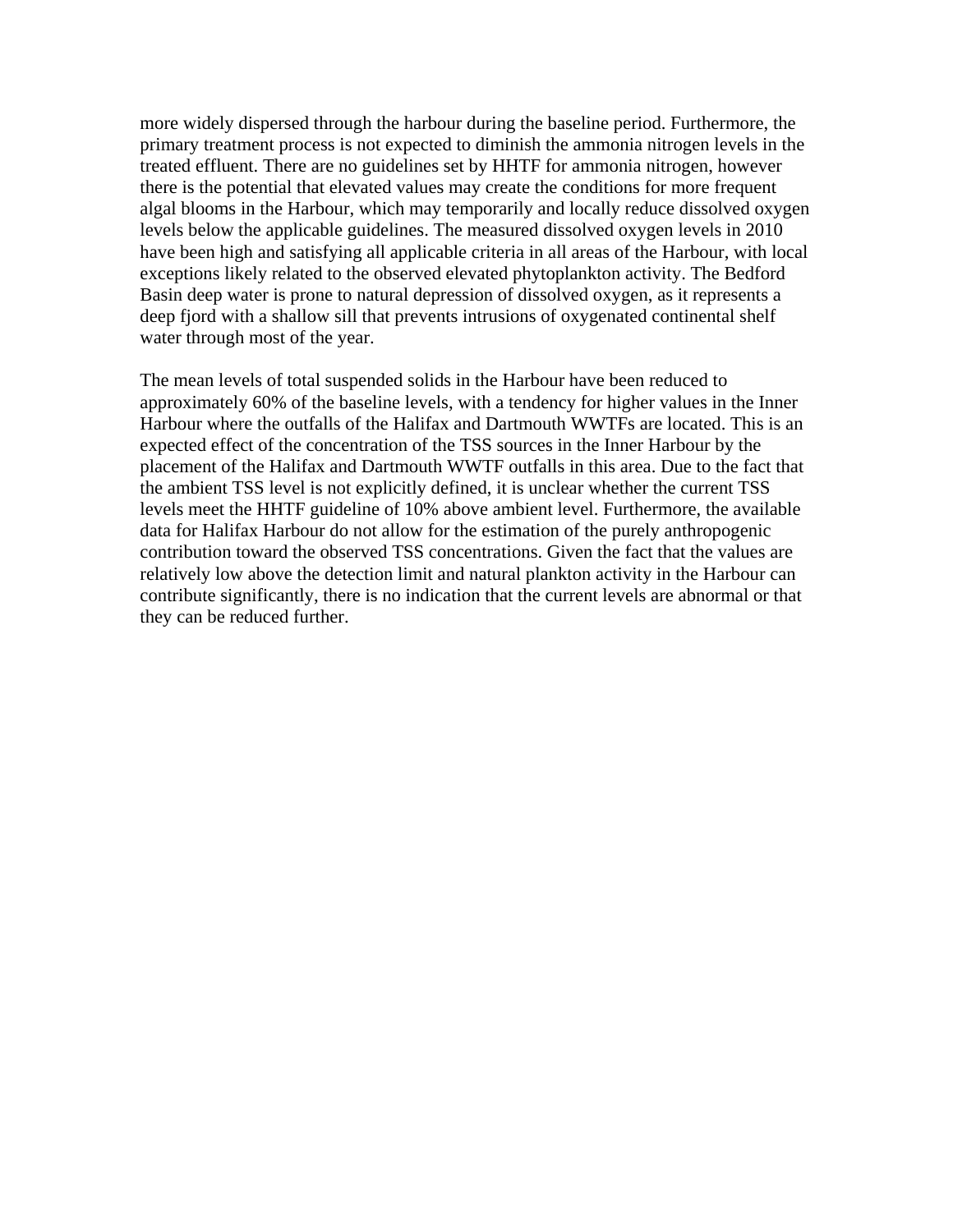more widely dispersed through the harbour during the baseline period. Furthermore, the primary treatment process is not expected to diminish the ammonia nitrogen levels in the treated effluent. There are no guidelines set by HHTF for ammonia nitrogen, however there is the potential that elevated values may create the conditions for more frequent algal blooms in the Harbour, which may temporarily and locally reduce dissolved oxygen levels below the applicable guidelines. The measured dissolved oxygen levels in 2010 have been high and satisfying all applicable criteria in all areas of the Harbour, with local exceptions likely related to the observed elevated phytoplankton activity. The Bedford Basin deep water is prone to natural depression of dissolved oxygen, as it represents a deep fjord with a shallow sill that prevents intrusions of oxygenated continental shelf water through most of the year.

The mean levels of total suspended solids in the Harbour have been reduced to approximately 60% of the baseline levels, with a tendency for higher values in the Inner Harbour where the outfalls of the Halifax and Dartmouth WWTFs are located. This is an expected effect of the concentration of the TSS sources in the Inner Harbour by the placement of the Halifax and Dartmouth WWTF outfalls in this area. Due to the fact that the ambient TSS level is not explicitly defined, it is unclear whether the current TSS levels meet the HHTF guideline of 10% above ambient level. Furthermore, the available data for Halifax Harbour do not allow for the estimation of the purely anthropogenic contribution toward the observed TSS concentrations. Given the fact that the values are relatively low above the detection limit and natural plankton activity in the Harbour can contribute significantly, there is no indication that the current levels are abnormal or that they can be reduced further.